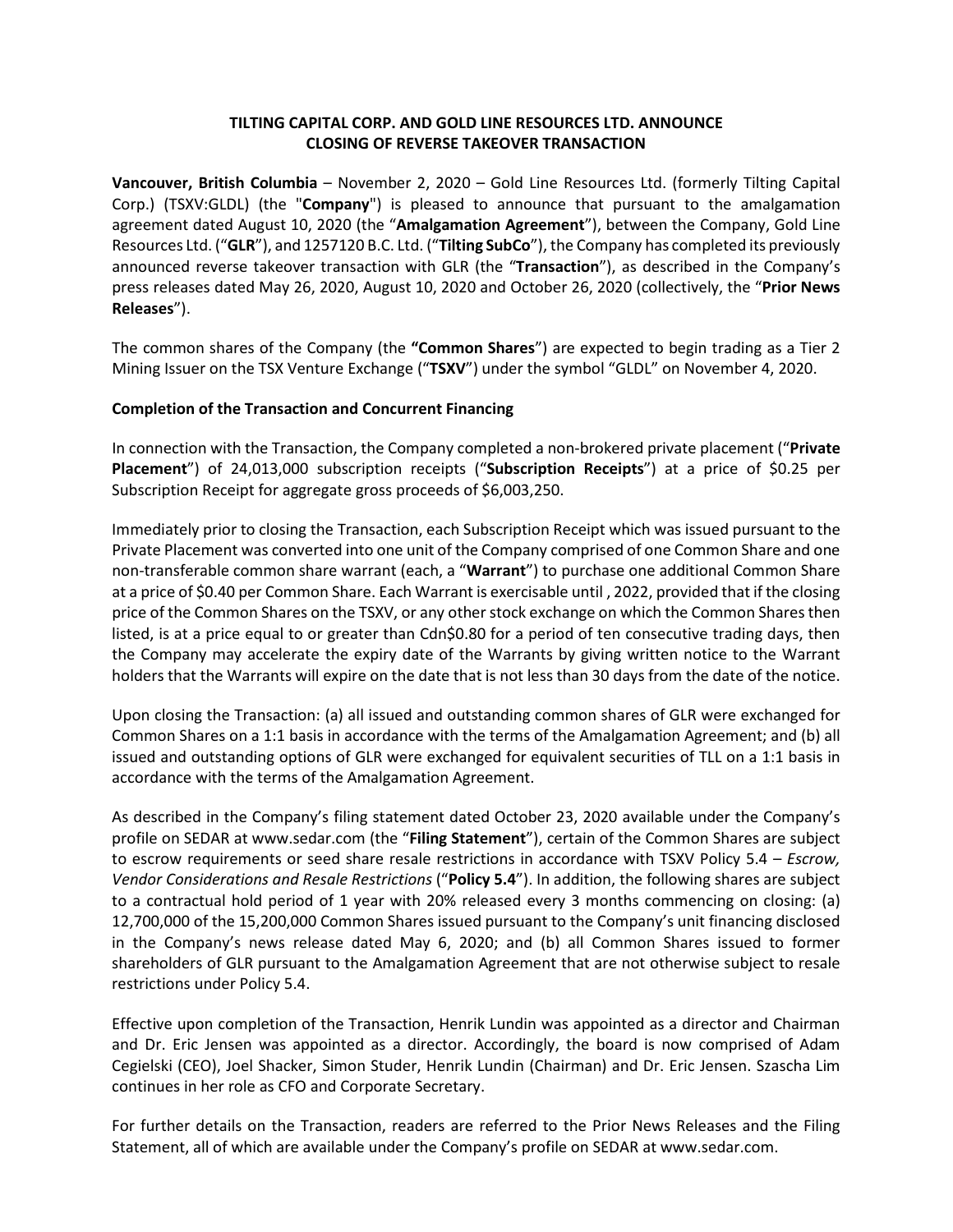# TILTING CAPITAL CORP. AND GOLD LINE RESOURCES LTD. ANNOUNCE CLOSING OF REVERSE TAKEOVER TRANSACTION

**Vancouver, British Columbia** – November 2, 2020 – Gold Line Resources Ltd. (formerly Tilting Capital Corp.) (TSXV:GLDL) (the "**Company**") is pleased to announce that pursuant to the amalgamation agreement dated August 10, 2020 (the "**Amalgamation Agreement**"), between the Company, Gold Line Resources Ltd. ("**GLR**"), and 1257120 B.C. Ltd. ("**Tilting SubCo**"), the Company has completed its previously announced reverse takeover transaction with GLR (the "**Transaction**"), as described in the Company's press releases dated May 26, 2020, August 10, 2020 and October 26, 2020 (collectively, the "**Prior News Releases**").

The common shares of the Company (the **"Common Shares**") are expected to begin trading as a Tier 2 Mining Issuer on the TSX Venture Exchange ("**TSXV**") under the symbol "GLDL" on November 4, 2020.

**Completion of the Transaction and Concurrent Financing**

In connection with the Transaction, the Company completed a non-brokered private placement ("**Private Placement**") of 24,013,000 subscription receipts ("**Subscription Receipts**") at a price of $0.25 per Subscription Receipt for aggregate gross proceeds of $6,003,250.

Immediately prior to closing the Transaction, each Subscription Receipt which was issued pursuant to the Private Placement was converted into one unit of the Company comprised of one Common Share and one non-transferable common share warrant (each, a "**Warrant**") to purchase one additional Common Share at a price of $0.40 per Common Share. Each Warrant is exercisable until , 2022, provided that if the closing price of the Common Shares on the TSXV, or any other stock exchange on which the Common Shares then listed, is at a price equal to or greater than Cdn$0.80 for a period of ten consecutive trading days, then the Company may accelerate the expiry date of the Warrants by giving written notice to the Warrant holders that the Warrants will expire on the date that is not less than 30 days from the date of the notice.

Upon closing the Transaction: (a) all issued and outstanding common shares of GLR were exchanged for Common Shares on a 1:1 basis in accordance with the terms of the Amalgamation Agreement; and (b) all issued and outstanding options of GLR were exchanged for equivalent securities of TLL on a 1:1 basis in accordance with the terms of the Amalgamation Agreement.

As described in the Company's filing statement dated October 23, 2020 available under the Company's profile on SEDAR at www.sedar.com (the "**Filing Statement**"), certain of the Common Shares are subject to escrow requirements or seed share resale restrictions in accordance with TSXV Policy 5.4 – *Escrow, Vendor Considerations and Resale Restrictions* ("**Policy 5.4**"). In addition, the following shares are subject to a contractual hold period of 1 year with 20% released every 3 months commencing on closing: (a) 12,700,000 of the 15,200,000 Common Shares issued pursuant to the Company's unit financing disclosed in the Company's news release dated May 6, 2020; and (b) all Common Shares issued to former shareholders of GLR pursuant to the Amalgamation Agreement that are not otherwise subject to resale restrictions under Policy 5.4.

Effective upon completion of the Transaction, Henrik Lundin was appointed as a director and Chairman and Dr. Eric Jensen was appointed as a director. Accordingly, the board is now comprised of Adam Cegielski (CEO), Joel Shacker, Simon Studer, Henrik Lundin (Chairman) and Dr. Eric Jensen. Szascha Lim continues in her role as CFO and Corporate Secretary.

For further details on the Transaction, readers are referred to the Prior News Releases and the Filing Statement, all of which are available under the Company's profile on SEDAR at www.sedar.com.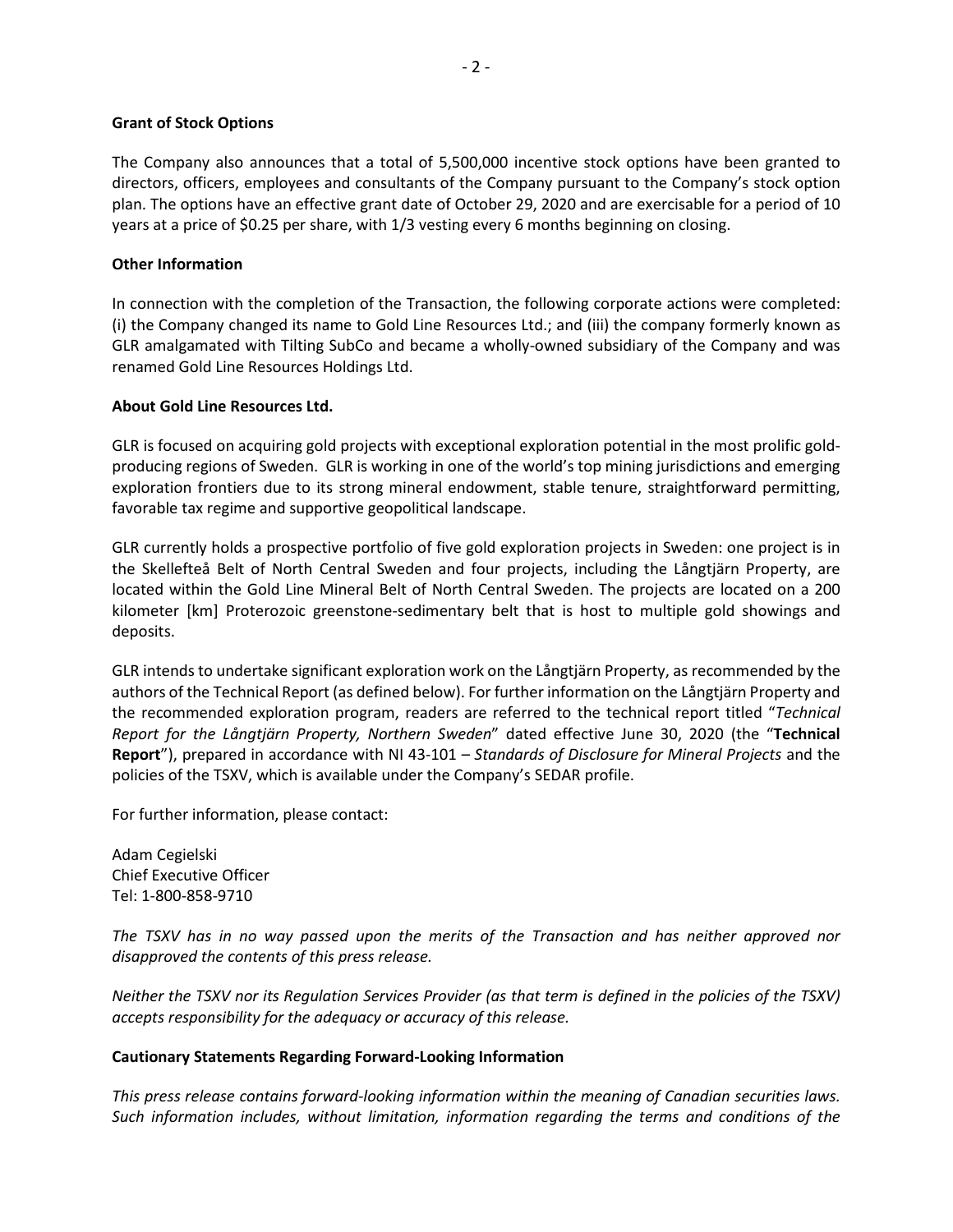**Grant of Stock Options**

The Company also announces that a total of 5,500,000 incentive stock options have been granted to directors, officers, employees and consultants of the Company pursuant to the Company's stock option plan. The options have an effective grant date of October 29, 2020 and are exercisable for a period of 10 years at a price of $0.25 per share, with 1/3 vesting every 6 months beginning on closing.

**Other Information**

In connection with the completion of the Transaction, the following corporate actions were completed: (i) the Company changed its name to Gold Line Resources Ltd.; and (iii) the company formerly known as GLR amalgamated with Tilting SubCo and became a wholly-owned subsidiary of the Company and was renamed Gold Line Resources Holdings Ltd.

**About Gold Line Resources Ltd.**

GLR is focused on acquiring gold projects with exceptional exploration potential in the most prolific gold-producing regions of Sweden. GLR is working in one of the world's top mining jurisdictions and emerging exploration frontiers due to its strong mineral endowment, stable tenure, straightforward permitting, favorable tax regime and supportive geopolitical landscape.

GLR currently holds a prospective portfolio of five gold exploration projects in Sweden: one project is in the Skellefteå Belt of North Central Sweden and four projects, including the Långtjärn Property, are located within the Gold Line Mineral Belt of North Central Sweden. The projects are located on a 200 kilometer [km] Proterozoic greenstone-sedimentary belt that is host to multiple gold showings and deposits.

GLR intends to undertake significant exploration work on the Långtjärn Property, as recommended by the authors of the Technical Report (as defined below). For further information on the Långtjärn Property and the recommended exploration program, readers are referred to the technical report titled "*Technical Report for the Långtjärn Property, Northern Sweden*" dated effective June 30, 2020 (the "**Technical Report**"), prepared in accordance with NI 43-101 – *Standards of Disclosure for Mineral Projects* and the policies of the TSXV, which is available under the Company's SEDAR profile.

For further information, please contact:

Adam Cegielski
Chief Executive Officer
Tel: 1-800-858-9710

*The TSXV has in no way passed upon the merits of the Transaction and has neither approved nor disapproved the contents of this press release.*

*Neither the TSXV nor its Regulation Services Provider (as that term is defined in the policies of the TSXV) accepts responsibility for the adequacy or accuracy of this release.*

**Cautionary Statements Regarding Forward-Looking Information**

*This press release contains forward-looking information within the meaning of Canadian securities laws. Such information includes, without limitation, information regarding the terms and conditions of the*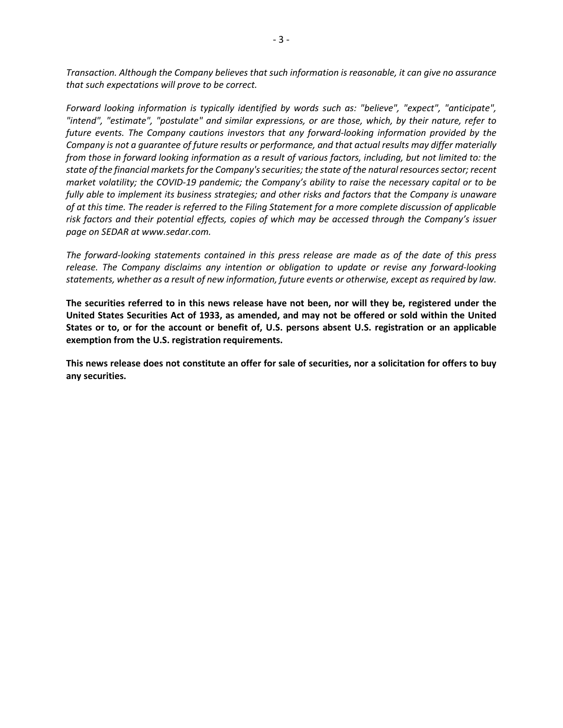*Transaction. Although the Company believes that such information is reasonable, it can give no assurance that such expectations will prove to be correct.*

*Forward looking information is typically identified by words such as: "believe", "expect", "anticipate", "intend", "estimate", "postulate" and similar expressions, or are those, which, by their nature, refer to future events. The Company cautions investors that any forward-looking information provided by the Company is not a guarantee of future results or performance, and that actual results may differ materially from those in forward looking information as a result of various factors, including, but not limited to: the state of the financial markets for the Company's securities; the state of the natural resources sector; recent market volatility; the COVID-19 pandemic; the Company's ability to raise the necessary capital or to be fully able to implement its business strategies; and other risks and factors that the Company is unaware of at this time. The reader is referred to the Filing Statement for a more complete discussion of applicable risk factors and their potential effects, copies of which may be accessed through the Company's issuer page on SEDAR at www.sedar.com.*

*The forward-looking statements contained in this press release are made as of the date of this press release. The Company disclaims any intention or obligation to update or revise any forward-looking statements, whether as a result of new information, future events or otherwise, except as required by law.*

**The securities referred to in this news release have not been, nor will they be, registered under the United States Securities Act of 1933, as amended, and may not be offered or sold within the United States or to, or for the account or benefit of, U.S. persons absent U.S. registration or an applicable exemption from the U.S. registration requirements.**

**This news release does not constitute an offer for sale of securities, nor a solicitation for offers to buy any securities.**